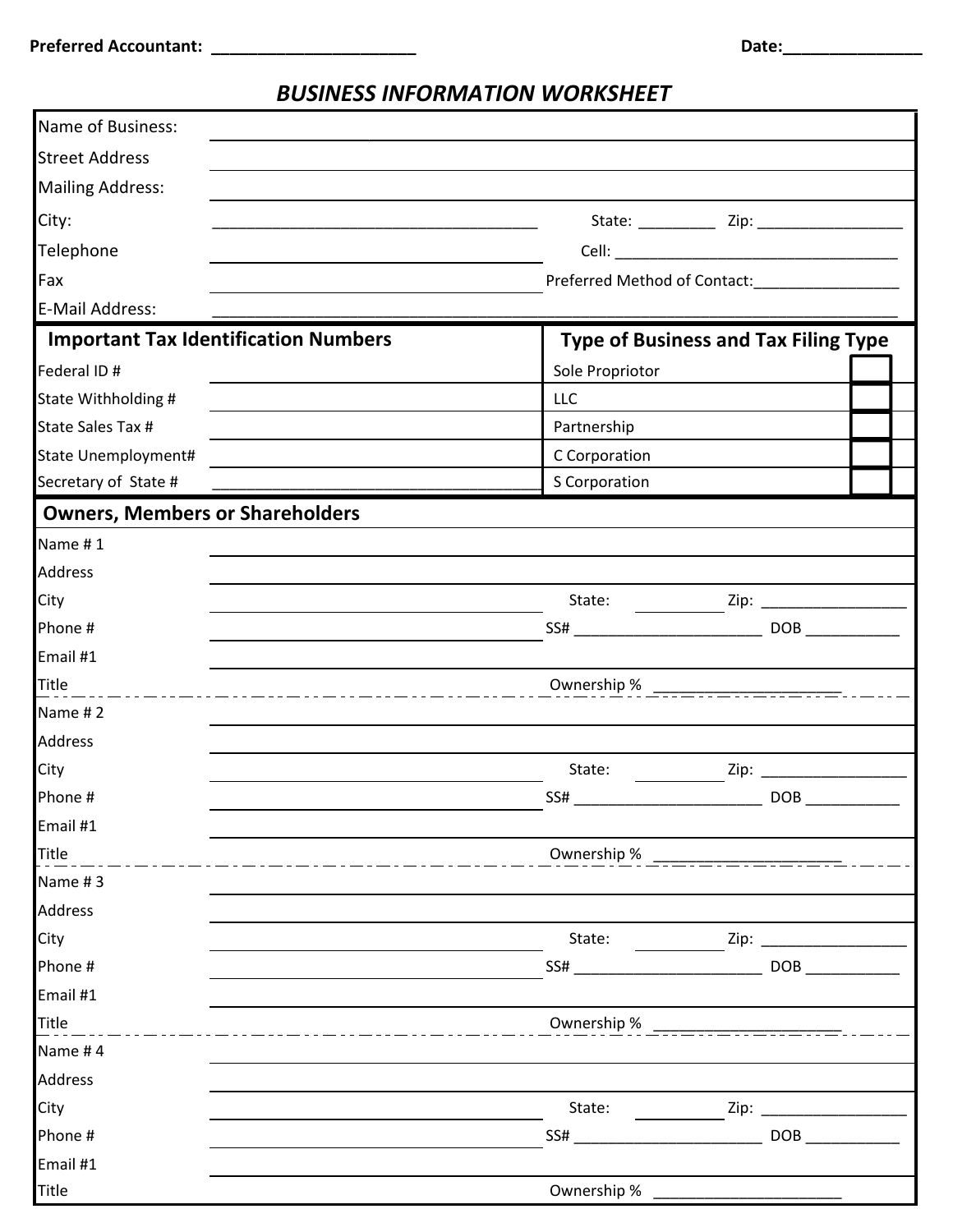**Preferred Accountant:** ______________________ **Date:**_______________

# *BUSINESS INFORMATION WORKSHEET*

| | | | |
|---|---|---|---|
| Name of Business: | | | |
| Street Address | | | |
| Mailing Address: | | | |
| City: | | State: _________ | Zip: _________________ |
| Telephone | | Cell: | |
| Fax | | Preferred Method of Contact: | |
| E-Mail Address: | | | |

| **Important Tax Identification Numbers** | | **Type of Business and Tax Filing Type** | |
|---|---|---|---|
| Federal ID # | | Sole Propriotor | ☐ |
| State Withholding # | | LLC | ☐ |
| State Sales Tax # | | Partnership | ☐ |
| State Unemployment# | | C Corporation | ☐ |
| Secretary of State # | | S Corporation | ☐ |

## Owners, Members or Shareholders

| | | | |
|---|---|---|---|
| Name # 1 | | | |
| Address | | | |
| City | | State: | Zip: |
| Phone # | | SS# | DOB |
| Email #1 | | | |
| Title | | Ownership % | |
| Name # 2 | | | |
| Address | | | |
| City | | State: | Zip: |
| Phone # | | SS# | DOB |
| Email #1 | | | |
| Title | | Ownership % | |
| Name # 3 | | | |
| Address | | | |
| City | | State: | Zip: |
| Phone # | | SS# | DOB |
| Email #1 | | | |
| Title | | Ownership % | |
| Name # 4 | | | |
| Address | | | |
| City | | State: | Zip: |
| Phone # | | SS# | DOB |
| Email #1 | | | |
| Title | | Ownership % | |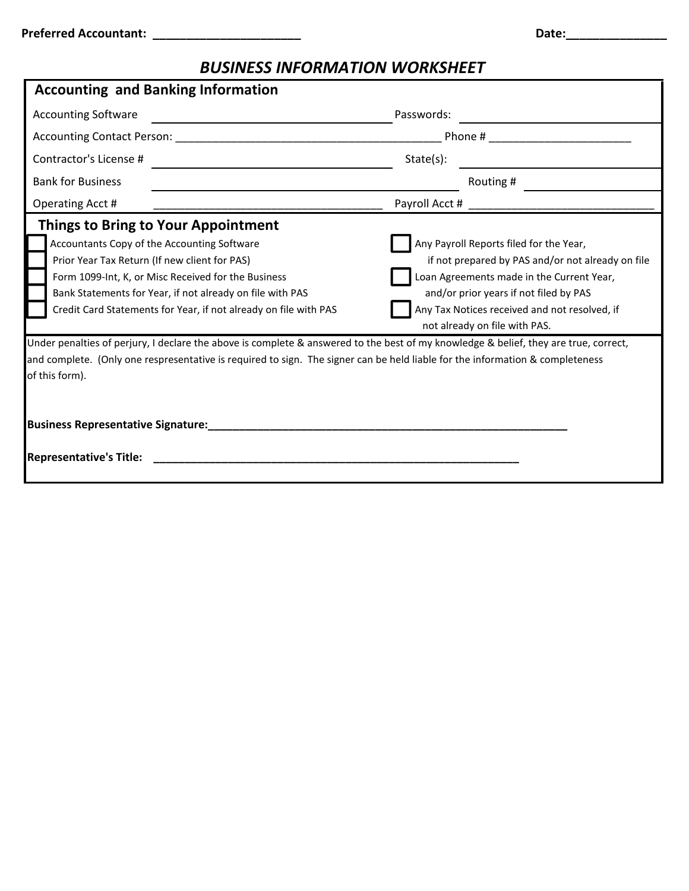**Preferred Accountant:** ______________________ **Date:**_______________

# *BUSINESS INFORMATION WORKSHEET*

## Accounting and Banking Information

Accounting Software ______________________ Passwords: ______________________

Accounting Contact Person: ______________________ Phone # ______________________

Contractor's License # ______________________ State(s): ______________________

Bank for Business ______________________ Routing # ______________________

Operating Acct # ______________________ Payroll Acct # ______________________

## Things to Bring to Your Appointment

- ☐ Accountants Copy of the Accounting Software
- ☐ Prior Year Tax Return (If new client for PAS)
- ☐ Form 1099-Int, K, or Misc Received for the Business
- ☐ Bank Statements for Year, if not already on file with PAS
- ☐ Credit Card Statements for Year, if not already on file with PAS
- ☐ Any Payroll Reports filed for the Year, if not prepared by PAS and/or not already on file
- ☐ Loan Agreements made in the Current Year, and/or prior years if not filed by PAS
- ☐ Any Tax Notices received and not resolved, if not already on file with PAS.

Under penalties of perjury, I declare the above is complete & answered to the best of my knowledge & belief, they are true, correct, and complete. (Only one respresentative is required to sign. The signer can be held liable for the information & completeness of this form).

**Business Representative Signature:**______________________________________________

**Representative's Title:** ______________________________________________